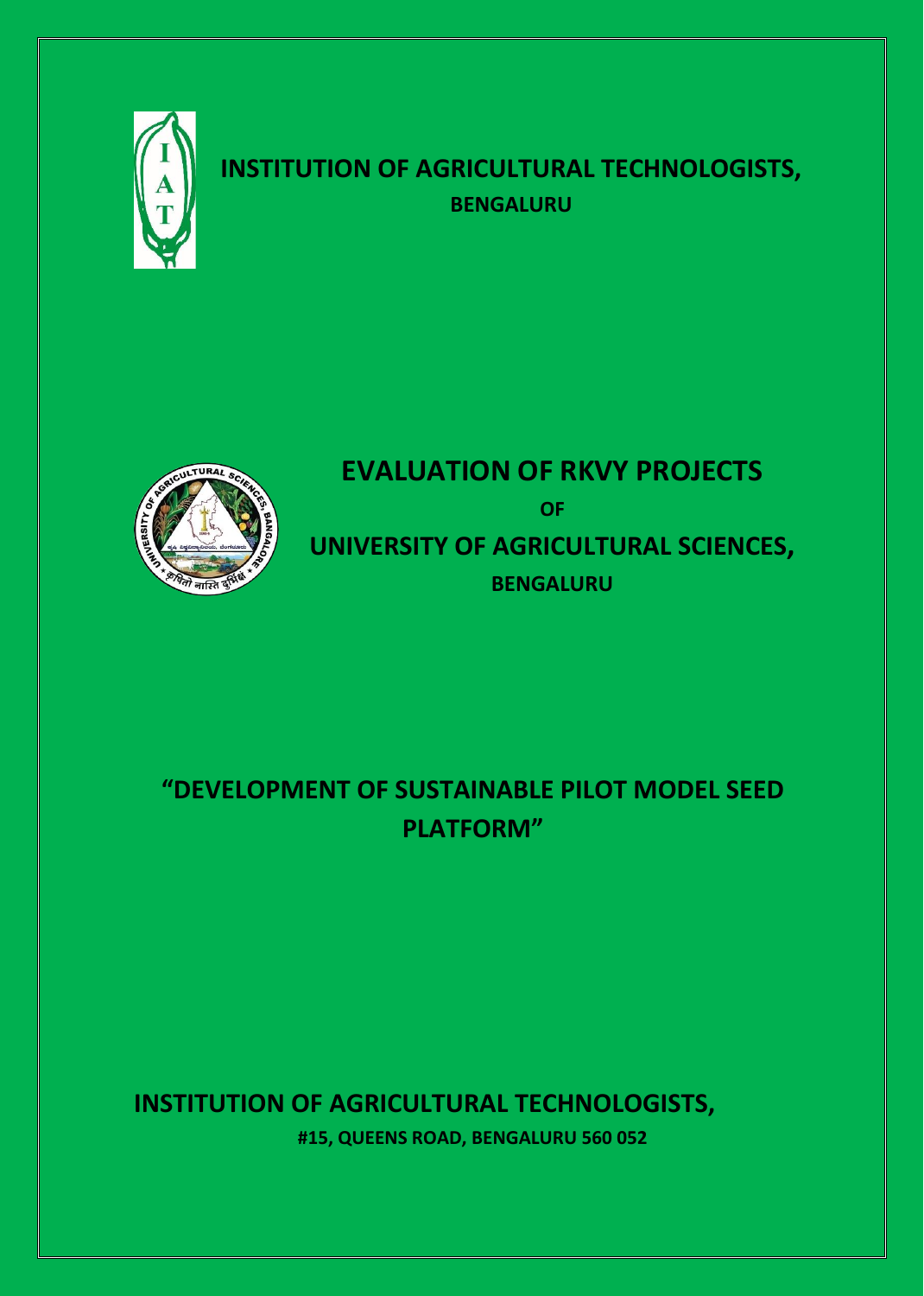# INSTITUTION OF AGRICULTURAL TECHNOLOGISTS,

**BENGALURU**

# EVALUATION OF RKVY PROJECTS

**OF**

## UNIVERSITY OF AGRICULTURAL SCIENCES,

**BENGALURU**

# "DEVELOPMENT OF SUSTAINABLE PILOT MODEL SEED PLATFORM"

**INSTITUTION OF AGRICULTURAL TECHNOLOGISTS,**

**#15, QUEENS ROAD, BENGALURU 560 052**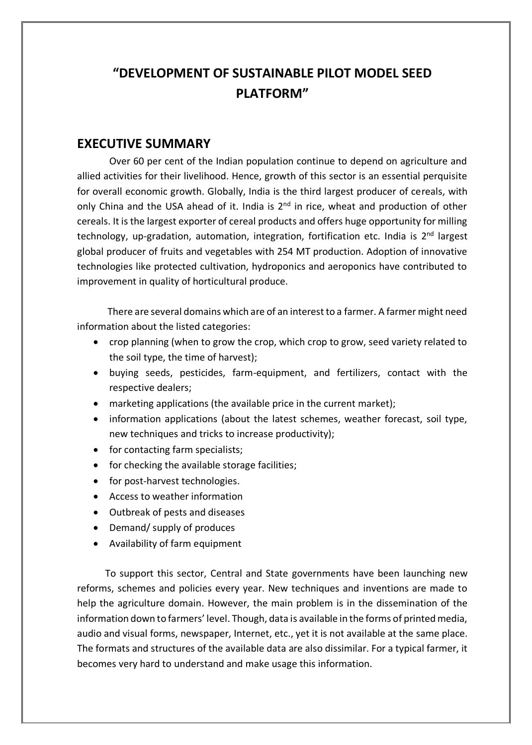# "DEVELOPMENT OF SUSTAINABLE PILOT MODEL SEED PLATFORM"

## EXECUTIVE SUMMARY

Over 60 per cent of the Indian population continue to depend on agriculture and allied activities for their livelihood. Hence, growth of this sector is an essential perquisite for overall economic growth. Globally, India is the third largest producer of cereals, with only China and the USA ahead of it. India is 2nd in rice, wheat and production of other cereals. It is the largest exporter of cereal products and offers huge opportunity for milling technology, up-gradation, automation, integration, fortification etc. India is 2nd largest global producer of fruits and vegetables with 254 MT production. Adoption of innovative technologies like protected cultivation, hydroponics and aeroponics have contributed to improvement in quality of horticultural produce.

There are several domains which are of an interest to a farmer. A farmer might need information about the listed categories:

- crop planning (when to grow the crop, which crop to grow, seed variety related to the soil type, the time of harvest);
- buying seeds, pesticides, farm-equipment, and fertilizers, contact with the respective dealers;
- marketing applications (the available price in the current market);
- information applications (about the latest schemes, weather forecast, soil type, new techniques and tricks to increase productivity);
- for contacting farm specialists;
- for checking the available storage facilities;
- for post-harvest technologies.
- Access to weather information
- Outbreak of pests and diseases
- Demand/ supply of produces
- Availability of farm equipment

To support this sector, Central and State governments have been launching new reforms, schemes and policies every year. New techniques and inventions are made to help the agriculture domain. However, the main problem is in the dissemination of the information down to farmers' level. Though, data is available in the forms of printed media, audio and visual forms, newspaper, Internet, etc., yet it is not available at the same place. The formats and structures of the available data are also dissimilar. For a typical farmer, it becomes very hard to understand and make usage this information.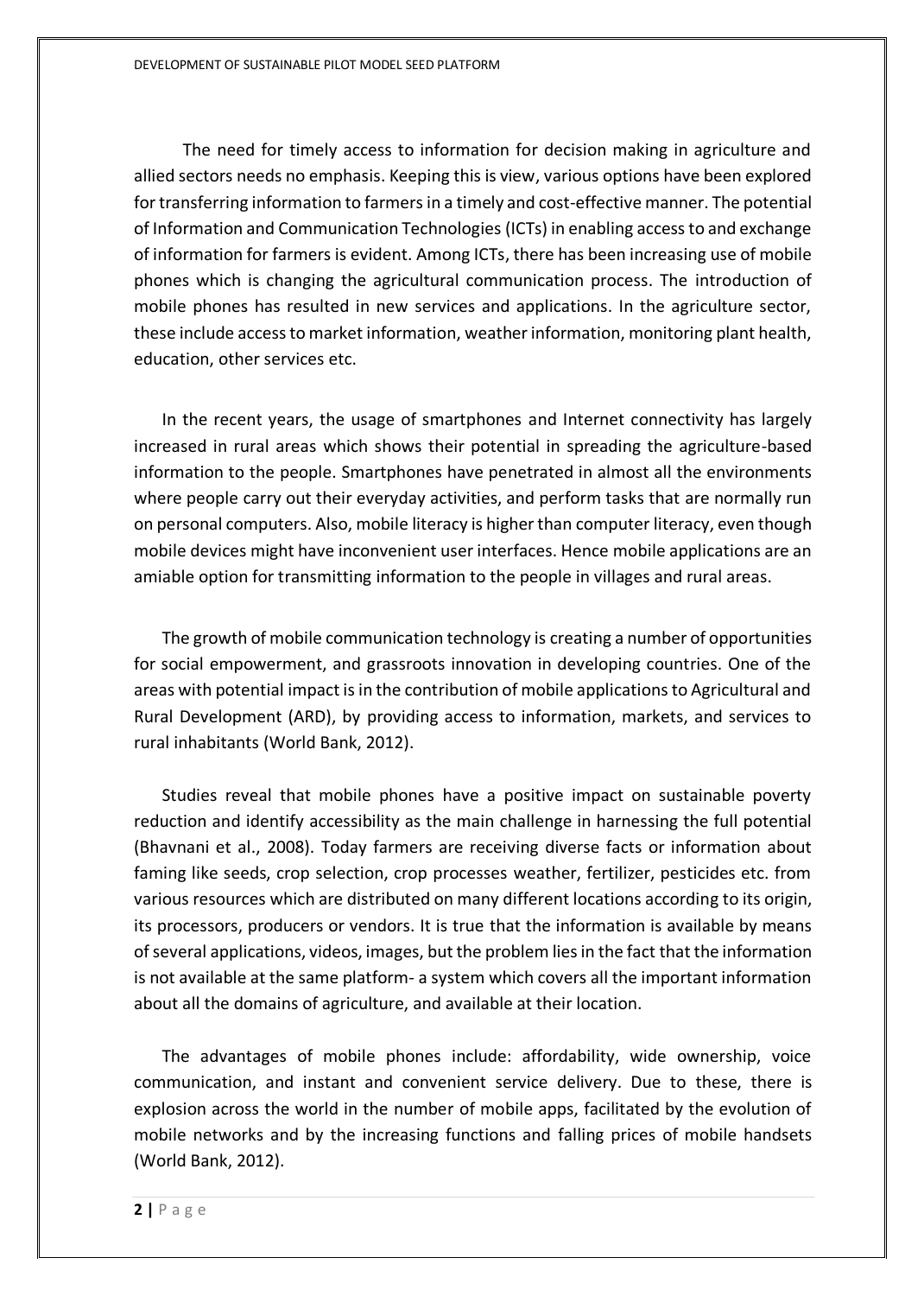The need for timely access to information for decision making in agriculture and allied sectors needs no emphasis. Keeping this is view, various options have been explored for transferring information to farmers in a timely and cost-effective manner. The potential of Information and Communication Technologies (ICTs) in enabling access to and exchange of information for farmers is evident. Among ICTs, there has been increasing use of mobile phones which is changing the agricultural communication process. The introduction of mobile phones has resulted in new services and applications. In the agriculture sector, these include access to market information, weather information, monitoring plant health, education, other services etc.

In the recent years, the usage of smartphones and Internet connectivity has largely increased in rural areas which shows their potential in spreading the agriculture-based information to the people. Smartphones have penetrated in almost all the environments where people carry out their everyday activities, and perform tasks that are normally run on personal computers. Also, mobile literacy is higher than computer literacy, even though mobile devices might have inconvenient user interfaces. Hence mobile applications are an amiable option for transmitting information to the people in villages and rural areas.

The growth of mobile communication technology is creating a number of opportunities for social empowerment, and grassroots innovation in developing countries. One of the areas with potential impact is in the contribution of mobile applications to Agricultural and Rural Development (ARD), by providing access to information, markets, and services to rural inhabitants (World Bank, 2012).

Studies reveal that mobile phones have a positive impact on sustainable poverty reduction and identify accessibility as the main challenge in harnessing the full potential (Bhavnani et al., 2008). Today farmers are receiving diverse facts or information about faming like seeds, crop selection, crop processes weather, fertilizer, pesticides etc. from various resources which are distributed on many different locations according to its origin, its processors, producers or vendors. It is true that the information is available by means of several applications, videos, images, but the problem lies in the fact that the information is not available at the same platform- a system which covers all the important information about all the domains of agriculture, and available at their location.

The advantages of mobile phones include: affordability, wide ownership, voice communication, and instant and convenient service delivery. Due to these, there is explosion across the world in the number of mobile apps, facilitated by the evolution of mobile networks and by the increasing functions and falling prices of mobile handsets (World Bank, 2012).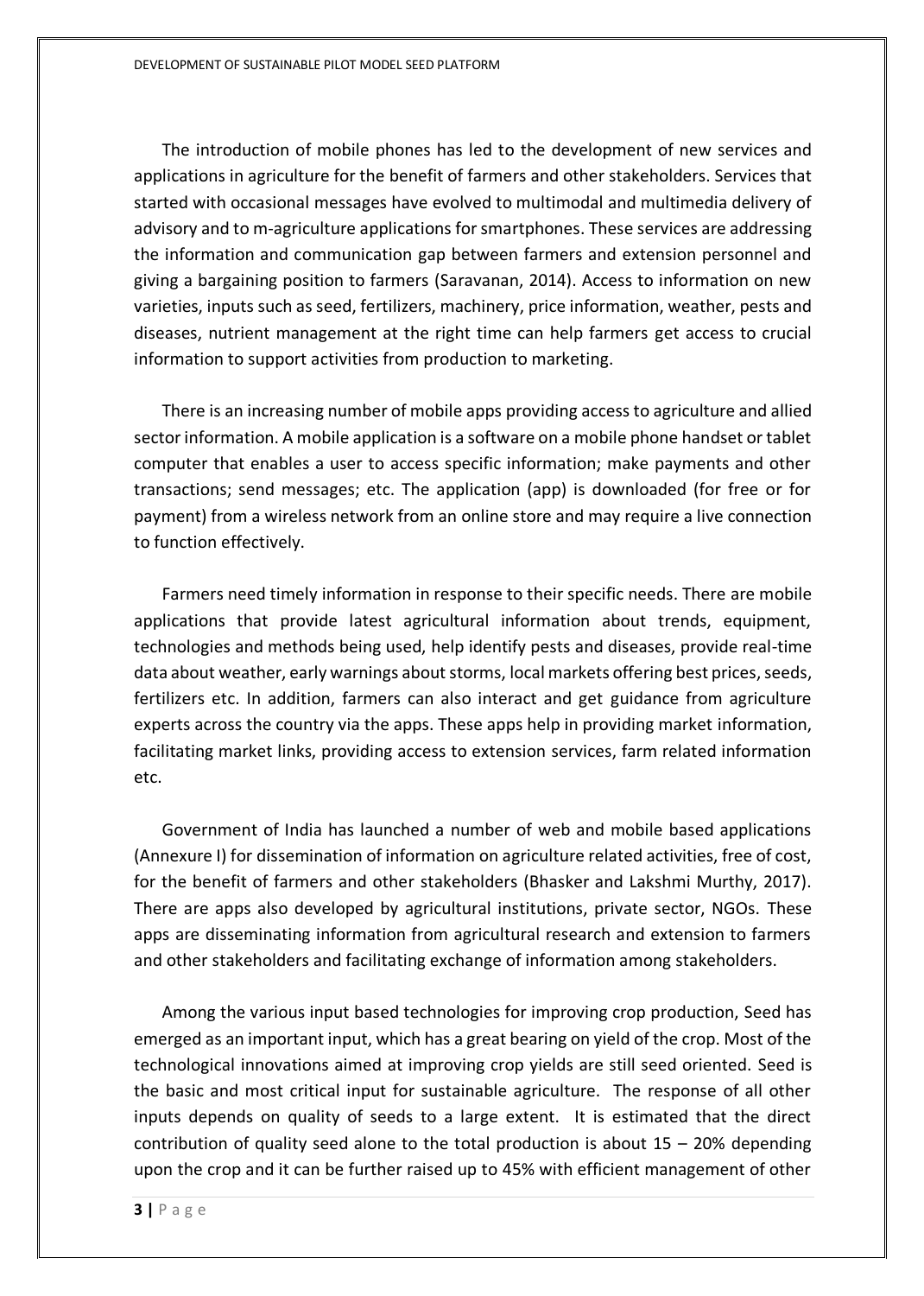The introduction of mobile phones has led to the development of new services and applications in agriculture for the benefit of farmers and other stakeholders. Services that started with occasional messages have evolved to multimodal and multimedia delivery of advisory and to m-agriculture applications for smartphones. These services are addressing the information and communication gap between farmers and extension personnel and giving a bargaining position to farmers (Saravanan, 2014). Access to information on new varieties, inputs such as seed, fertilizers, machinery, price information, weather, pests and diseases, nutrient management at the right time can help farmers get access to crucial information to support activities from production to marketing.

There is an increasing number of mobile apps providing access to agriculture and allied sector information. A mobile application is a software on a mobile phone handset or tablet computer that enables a user to access specific information; make payments and other transactions; send messages; etc. The application (app) is downloaded (for free or for payment) from a wireless network from an online store and may require a live connection to function effectively.

Farmers need timely information in response to their specific needs. There are mobile applications that provide latest agricultural information about trends, equipment, technologies and methods being used, help identify pests and diseases, provide real-time data about weather, early warnings about storms, local markets offering best prices, seeds, fertilizers etc. In addition, farmers can also interact and get guidance from agriculture experts across the country via the apps. These apps help in providing market information, facilitating market links, providing access to extension services, farm related information etc.

Government of India has launched a number of web and mobile based applications (Annexure I) for dissemination of information on agriculture related activities, free of cost, for the benefit of farmers and other stakeholders (Bhasker and Lakshmi Murthy, 2017). There are apps also developed by agricultural institutions, private sector, NGOs. These apps are disseminating information from agricultural research and extension to farmers and other stakeholders and facilitating exchange of information among stakeholders.

Among the various input based technologies for improving crop production, Seed has emerged as an important input, which has a great bearing on yield of the crop. Most of the technological innovations aimed at improving crop yields are still seed oriented. Seed is the basic and most critical input for sustainable agriculture. The response of all other inputs depends on quality of seeds to a large extent. It is estimated that the direct contribution of quality seed alone to the total production is about 15 – 20% depending upon the crop and it can be further raised up to 45% with efficient management of other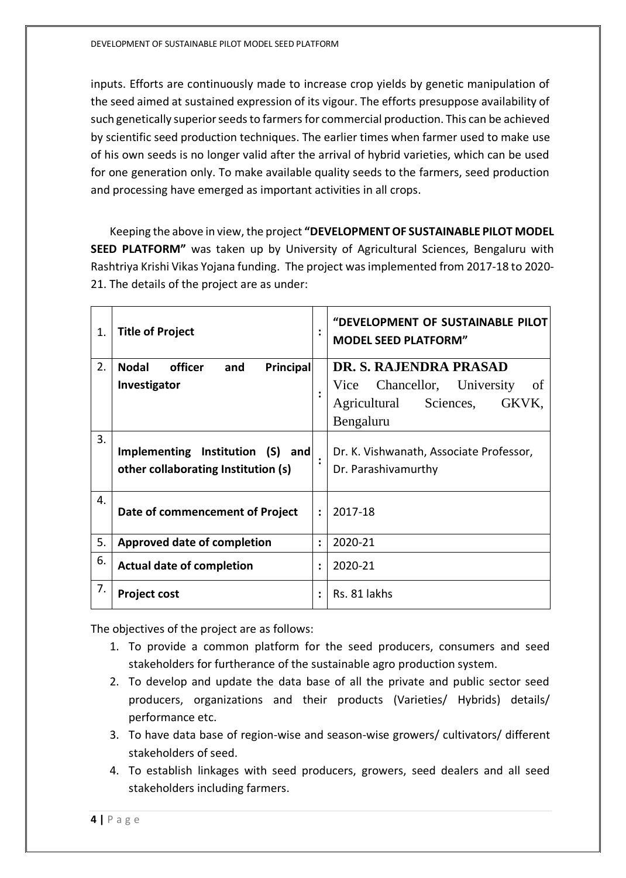inputs. Efforts are continuously made to increase crop yields by genetic manipulation of the seed aimed at sustained expression of its vigour. The efforts presuppose availability of such genetically superior seeds to farmers for commercial production. This can be achieved by scientific seed production techniques. The earlier times when farmer used to make use of his own seeds is no longer valid after the arrival of hybrid varieties, which can be used for one generation only. To make available quality seeds to the farmers, seed production and processing have emerged as important activities in all crops.

Keeping the above in view, the project **"DEVELOPMENT OF SUSTAINABLE PILOT MODEL SEED PLATFORM"** was taken up by University of Agricultural Sciences, Bengaluru with Rashtriya Krishi Vikas Yojana funding. The project was implemented from 2017-18 to 2020-21. The details of the project are as under:

| | | | |
|---|---|---|---|
| 1. | **Title of Project** | : | **"DEVELOPMENT OF SUSTAINABLE PILOT MODEL SEED PLATFORM"** |
| 2. | **Nodal officer and Principal Investigator** | : | **DR. S. RAJENDRA PRASAD** Vice Chancellor, University of Agricultural Sciences, GKVK, Bengaluru |
| 3. | **Implementing Institution (S) and other collaborating Institution (s)** | : | Dr. K. Vishwanath, Associate Professor, Dr. Parashivamurthy |
| 4. | **Date of commencement of Project** | : | 2017-18 |
| 5. | **Approved date of completion** | : | 2020-21 |
| 6. | **Actual date of completion** | : | 2020-21 |
| 7. | **Project cost** | : | Rs. 81 lakhs |

The objectives of the project are as follows:

1. To provide a common platform for the seed producers, consumers and seed stakeholders for furtherance of the sustainable agro production system.
2. To develop and update the data base of all the private and public sector seed producers, organizations and their products (Varieties/ Hybrids) details/ performance etc.
3. To have data base of region-wise and season-wise growers/ cultivators/ different stakeholders of seed.
4. To establish linkages with seed producers, growers, seed dealers and all seed stakeholders including farmers.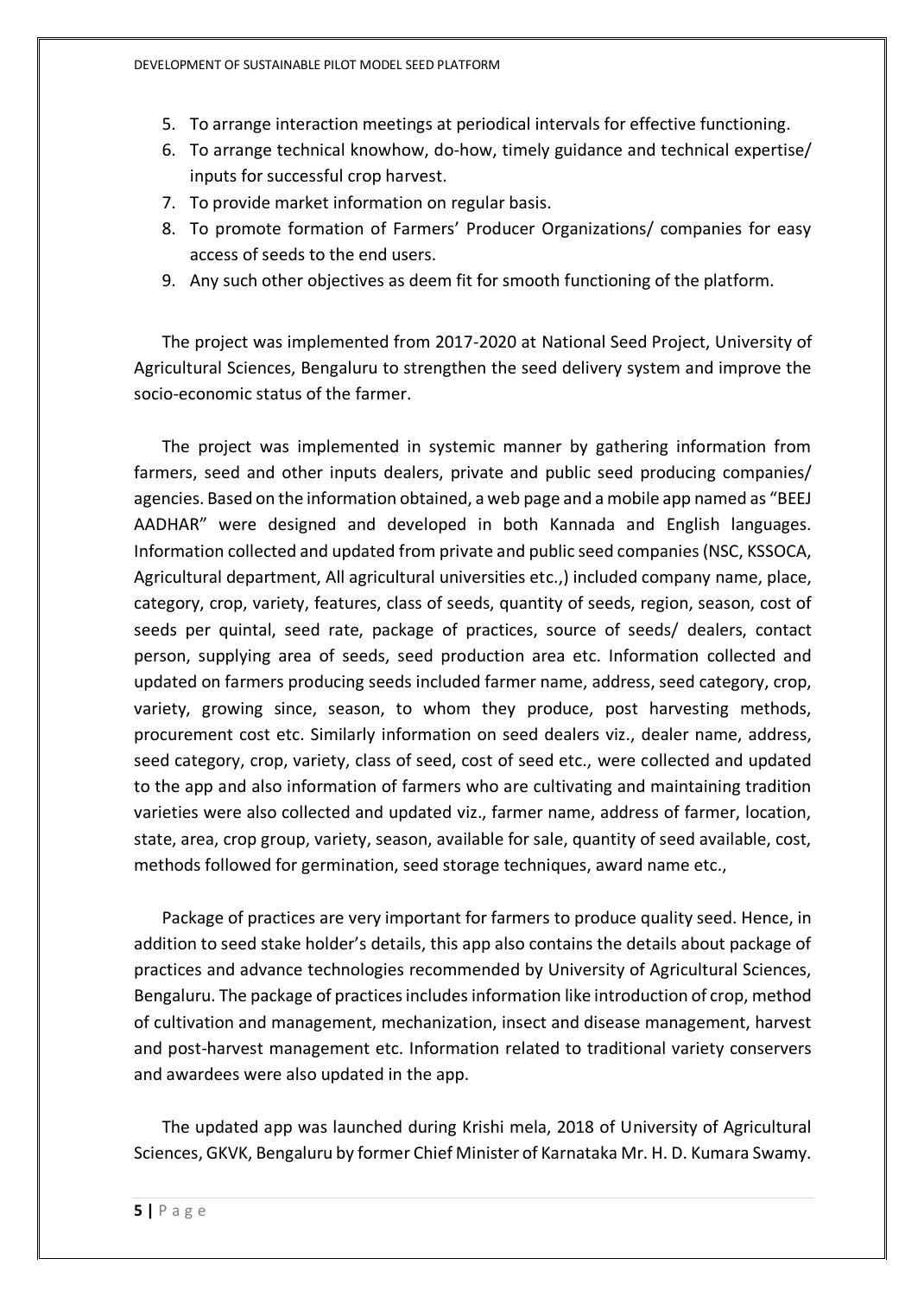5. To arrange interaction meetings at periodical intervals for effective functioning.
6. To arrange technical knowhow, do-how, timely guidance and technical expertise/ inputs for successful crop harvest.
7. To provide market information on regular basis.
8. To promote formation of Farmers' Producer Organizations/ companies for easy access of seeds to the end users.
9. Any such other objectives as deem fit for smooth functioning of the platform.

The project was implemented from 2017-2020 at National Seed Project, University of Agricultural Sciences, Bengaluru to strengthen the seed delivery system and improve the socio-economic status of the farmer.

The project was implemented in systemic manner by gathering information from farmers, seed and other inputs dealers, private and public seed producing companies/ agencies. Based on the information obtained, a web page and a mobile app named as "BEEJ AADHAR" were designed and developed in both Kannada and English languages. Information collected and updated from private and public seed companies (NSC, KSSOCA, Agricultural department, All agricultural universities etc.,) included company name, place, category, crop, variety, features, class of seeds, quantity of seeds, region, season, cost of seeds per quintal, seed rate, package of practices, source of seeds/ dealers, contact person, supplying area of seeds, seed production area etc. Information collected and updated on farmers producing seeds included farmer name, address, seed category, crop, variety, growing since, season, to whom they produce, post harvesting methods, procurement cost etc. Similarly information on seed dealers viz., dealer name, address, seed category, crop, variety, class of seed, cost of seed etc., were collected and updated to the app and also information of farmers who are cultivating and maintaining tradition varieties were also collected and updated viz., farmer name, address of farmer, location, state, area, crop group, variety, season, available for sale, quantity of seed available, cost, methods followed for germination, seed storage techniques, award name etc.,

Package of practices are very important for farmers to produce quality seed. Hence, in addition to seed stake holder's details, this app also contains the details about package of practices and advance technologies recommended by University of Agricultural Sciences, Bengaluru. The package of practices includes information like introduction of crop, method of cultivation and management, mechanization, insect and disease management, harvest and post-harvest management etc. Information related to traditional variety conservers and awardees were also updated in the app.

The updated app was launched during Krishi mela, 2018 of University of Agricultural Sciences, GKVK, Bengaluru by former Chief Minister of Karnataka Mr. H. D. Kumara Swamy.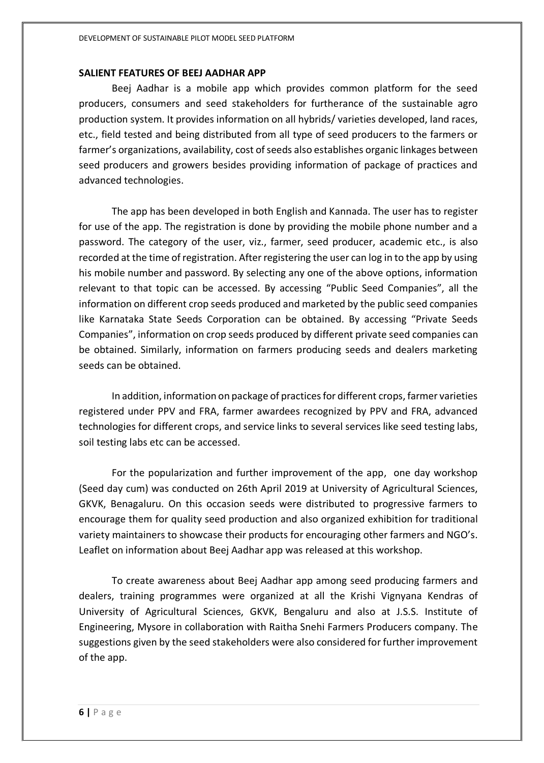### SALIENT FEATURES OF BEEJ AADHAR APP

Beej Aadhar is a mobile app which provides common platform for the seed producers, consumers and seed stakeholders for furtherance of the sustainable agro production system. It provides information on all hybrids/ varieties developed, land races, etc., field tested and being distributed from all type of seed producers to the farmers or farmer's organizations, availability, cost of seeds also establishes organic linkages between seed producers and growers besides providing information of package of practices and advanced technologies.

The app has been developed in both English and Kannada. The user has to register for use of the app. The registration is done by providing the mobile phone number and a password. The category of the user, viz., farmer, seed producer, academic etc., is also recorded at the time of registration. After registering the user can log in to the app by using his mobile number and password. By selecting any one of the above options, information relevant to that topic can be accessed. By accessing "Public Seed Companies", all the information on different crop seeds produced and marketed by the public seed companies like Karnataka State Seeds Corporation can be obtained. By accessing "Private Seeds Companies", information on crop seeds produced by different private seed companies can be obtained. Similarly, information on farmers producing seeds and dealers marketing seeds can be obtained.

In addition, information on package of practices for different crops, farmer varieties registered under PPV and FRA, farmer awardees recognized by PPV and FRA, advanced technologies for different crops, and service links to several services like seed testing labs, soil testing labs etc can be accessed.

For the popularization and further improvement of the app, one day workshop (Seed day cum) was conducted on 26th April 2019 at University of Agricultural Sciences, GKVK, Benagaluru. On this occasion seeds were distributed to progressive farmers to encourage them for quality seed production and also organized exhibition for traditional variety maintainers to showcase their products for encouraging other farmers and NGO's. Leaflet on information about Beej Aadhar app was released at this workshop.

To create awareness about Beej Aadhar app among seed producing farmers and dealers, training programmes were organized at all the Krishi Vignyana Kendras of University of Agricultural Sciences, GKVK, Bengaluru and also at J.S.S. Institute of Engineering, Mysore in collaboration with Raitha Snehi Farmers Producers company. The suggestions given by the seed stakeholders were also considered for further improvement of the app.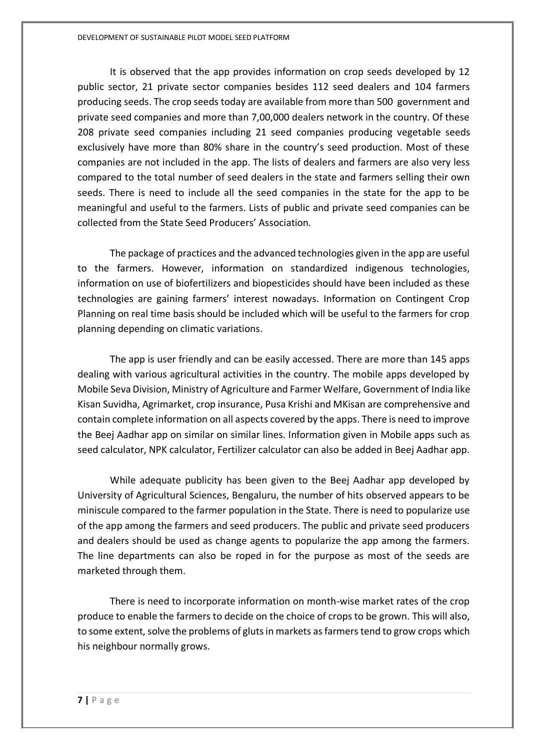It is observed that the app provides information on crop seeds developed by 12 public sector, 21 private sector companies besides 112 seed dealers and 104 farmers producing seeds. The crop seeds today are available from more than 500 government and private seed companies and more than 7,00,000 dealers network in the country. Of these 208 private seed companies including 21 seed companies producing vegetable seeds exclusively have more than 80% share in the country's seed production. Most of these companies are not included in the app. The lists of dealers and farmers are also very less compared to the total number of seed dealers in the state and farmers selling their own seeds. There is need to include all the seed companies in the state for the app to be meaningful and useful to the farmers. Lists of public and private seed companies can be collected from the State Seed Producers' Association.

The package of practices and the advanced technologies given in the app are useful to the farmers. However, information on standardized indigenous technologies, information on use of biofertilizers and biopesticides should have been included as these technologies are gaining farmers' interest nowadays. Information on Contingent Crop Planning on real time basis should be included which will be useful to the farmers for crop planning depending on climatic variations.

The app is user friendly and can be easily accessed. There are more than 145 apps dealing with various agricultural activities in the country. The mobile apps developed by Mobile Seva Division, Ministry of Agriculture and Farmer Welfare, Government of India like Kisan Suvidha, Agrimarket, crop insurance, Pusa Krishi and MKisan are comprehensive and contain complete information on all aspects covered by the apps. There is need to improve the Beej Aadhar app on similar on similar lines. Information given in Mobile apps such as seed calculator, NPK calculator, Fertilizer calculator can also be added in Beej Aadhar app.

While adequate publicity has been given to the Beej Aadhar app developed by University of Agricultural Sciences, Bengaluru, the number of hits observed appears to be miniscule compared to the farmer population in the State. There is need to popularize use of the app among the farmers and seed producers. The public and private seed producers and dealers should be used as change agents to popularize the app among the farmers. The line departments can also be roped in for the purpose as most of the seeds are marketed through them.

There is need to incorporate information on month-wise market rates of the crop produce to enable the farmers to decide on the choice of crops to be grown. This will also, to some extent, solve the problems of gluts in markets as farmers tend to grow crops which his neighbour normally grows.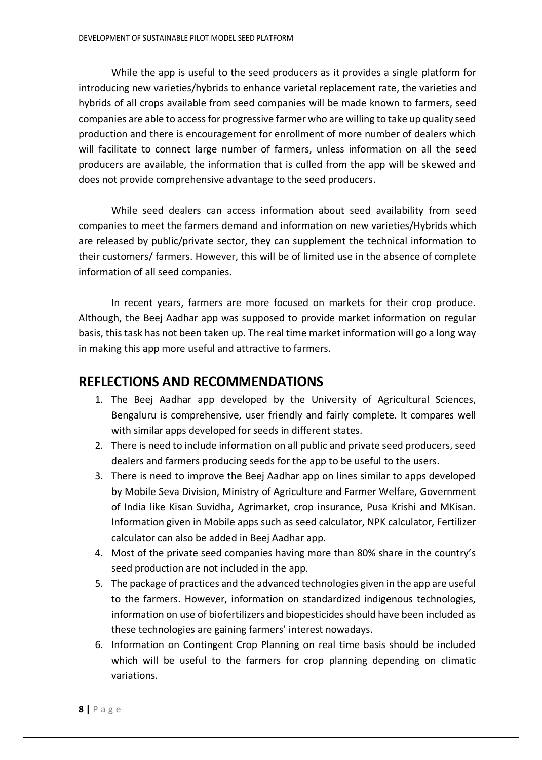While the app is useful to the seed producers as it provides a single platform for introducing new varieties/hybrids to enhance varietal replacement rate, the varieties and hybrids of all crops available from seed companies will be made known to farmers, seed companies are able to access for progressive farmer who are willing to take up quality seed production and there is encouragement for enrollment of more number of dealers which will facilitate to connect large number of farmers, unless information on all the seed producers are available, the information that is culled from the app will be skewed and does not provide comprehensive advantage to the seed producers.

While seed dealers can access information about seed availability from seed companies to meet the farmers demand and information on new varieties/Hybrids which are released by public/private sector, they can supplement the technical information to their customers/ farmers. However, this will be of limited use in the absence of complete information of all seed companies.

In recent years, farmers are more focused on markets for their crop produce. Although, the Beej Aadhar app was supposed to provide market information on regular basis, this task has not been taken up. The real time market information will go a long way in making this app more useful and attractive to farmers.

## REFLECTIONS AND RECOMMENDATIONS

1. The Beej Aadhar app developed by the University of Agricultural Sciences, Bengaluru is comprehensive, user friendly and fairly complete. It compares well with similar apps developed for seeds in different states.
2. There is need to include information on all public and private seed producers, seed dealers and farmers producing seeds for the app to be useful to the users.
3. There is need to improve the Beej Aadhar app on lines similar to apps developed by Mobile Seva Division, Ministry of Agriculture and Farmer Welfare, Government of India like Kisan Suvidha, Agrimarket, crop insurance, Pusa Krishi and MKisan. Information given in Mobile apps such as seed calculator, NPK calculator, Fertilizer calculator can also be added in Beej Aadhar app.
4. Most of the private seed companies having more than 80% share in the country's seed production are not included in the app.
5. The package of practices and the advanced technologies given in the app are useful to the farmers. However, information on standardized indigenous technologies, information on use of biofertilizers and biopesticides should have been included as these technologies are gaining farmers' interest nowadays.
6. Information on Contingent Crop Planning on real time basis should be included which will be useful to the farmers for crop planning depending on climatic variations.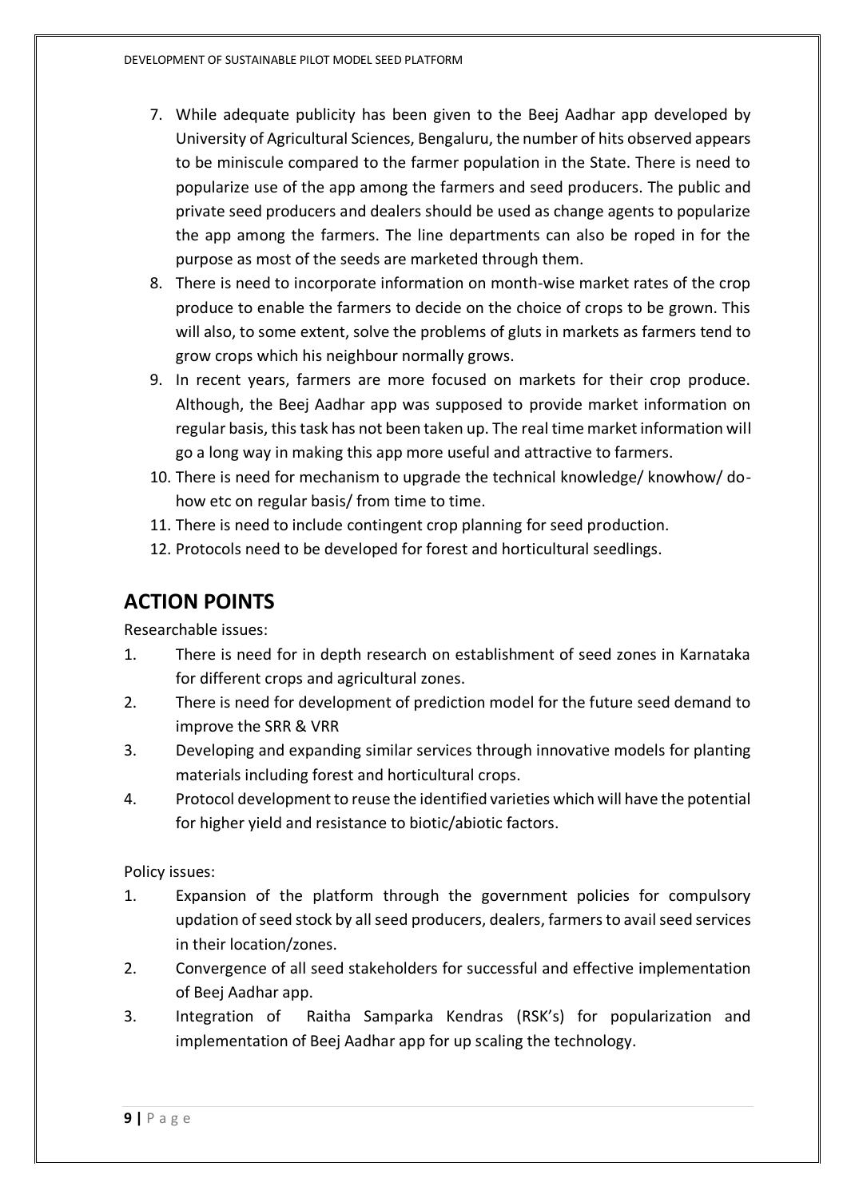7. While adequate publicity has been given to the Beej Aadhar app developed by University of Agricultural Sciences, Bengaluru, the number of hits observed appears to be miniscule compared to the farmer population in the State. There is need to popularize use of the app among the farmers and seed producers. The public and private seed producers and dealers should be used as change agents to popularize the app among the farmers. The line departments can also be roped in for the purpose as most of the seeds are marketed through them.
8. There is need to incorporate information on month-wise market rates of the crop produce to enable the farmers to decide on the choice of crops to be grown. This will also, to some extent, solve the problems of gluts in markets as farmers tend to grow crops which his neighbour normally grows.
9. In recent years, farmers are more focused on markets for their crop produce. Although, the Beej Aadhar app was supposed to provide market information on regular basis, this task has not been taken up. The real time market information will go a long way in making this app more useful and attractive to farmers.
10. There is need for mechanism to upgrade the technical knowledge/ knowhow/ do-how etc on regular basis/ from time to time.
11. There is need to include contingent crop planning for seed production.
12. Protocols need to be developed for forest and horticultural seedlings.

## ACTION POINTS

Researchable issues:

1. There is need for in depth research on establishment of seed zones in Karnataka for different crops and agricultural zones.
2. There is need for development of prediction model for the future seed demand to improve the SRR & VRR
3. Developing and expanding similar services through innovative models for planting materials including forest and horticultural crops.
4. Protocol development to reuse the identified varieties which will have the potential for higher yield and resistance to biotic/abiotic factors.

Policy issues:

1. Expansion of the platform through the government policies for compulsory updation of seed stock by all seed producers, dealers, farmers to avail seed services in their location/zones.
2. Convergence of all seed stakeholders for successful and effective implementation of Beej Aadhar app.
3. Integration of Raitha Samparka Kendras (RSK's) for popularization and implementation of Beej Aadhar app for up scaling the technology.